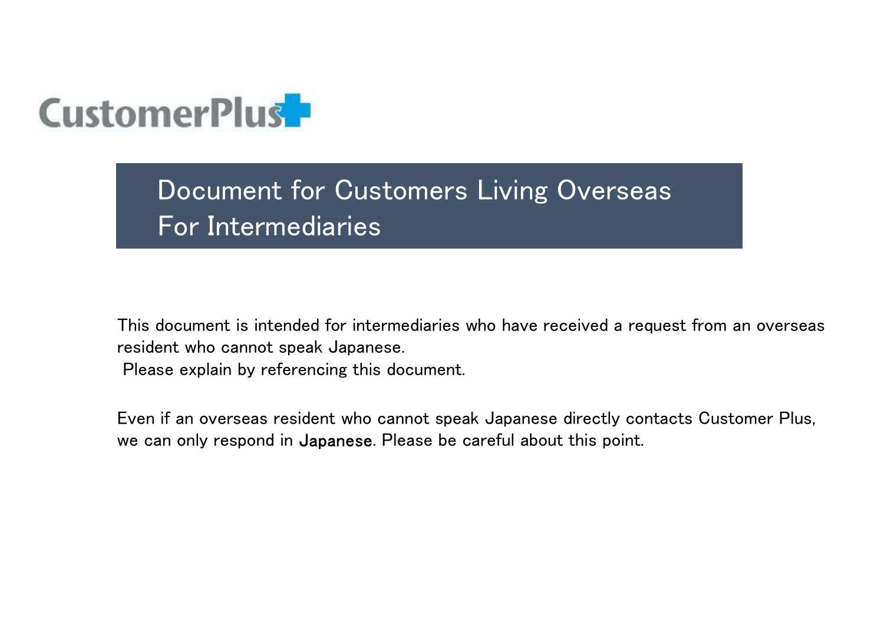CustomerPlus

# Document for Customers Living Overseas For Intermediaries

This document is intended for intermediaries who have received a request from an overseas resident who cannot speak Japanese.
Please explain by referencing this document.

Even if an overseas resident who cannot speak Japanese directly contacts Customer Plus, we can only respond in Japanese. Please be careful about this point.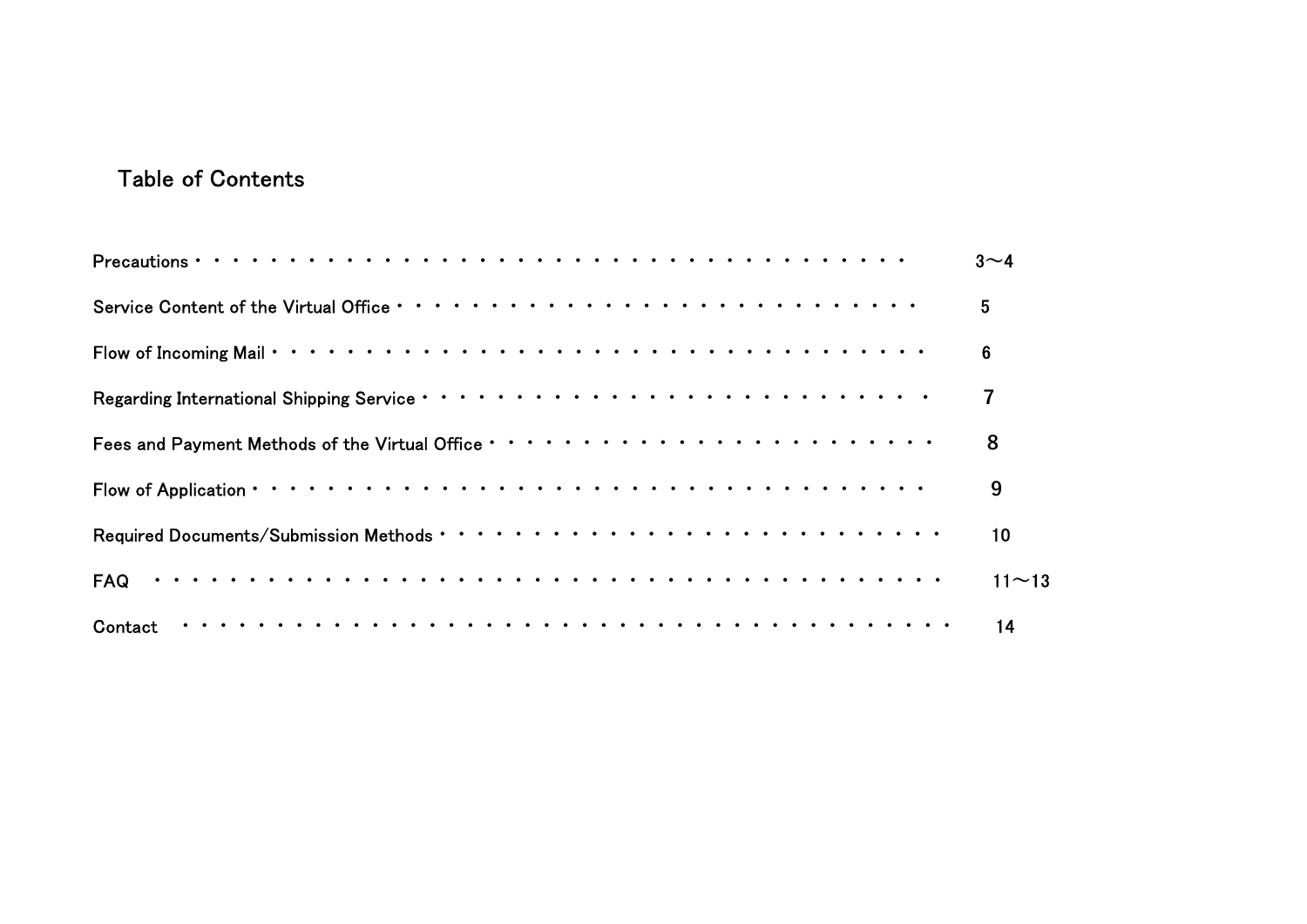# Table of Contents

| Section | Page |
| --- | --- |
| Precautions | 3～4 |
| Service Content of the Virtual Office | 5 |
| Flow of Incoming Mail | 6 |
| Regarding International Shipping Service | 7 |
| Fees and Payment Methods of the Virtual Office | 8 |
| Flow of Application | 9 |
| Required Documents/Submission Methods | 10 |
| FAQ | 11～13 |
| Contact | 14 |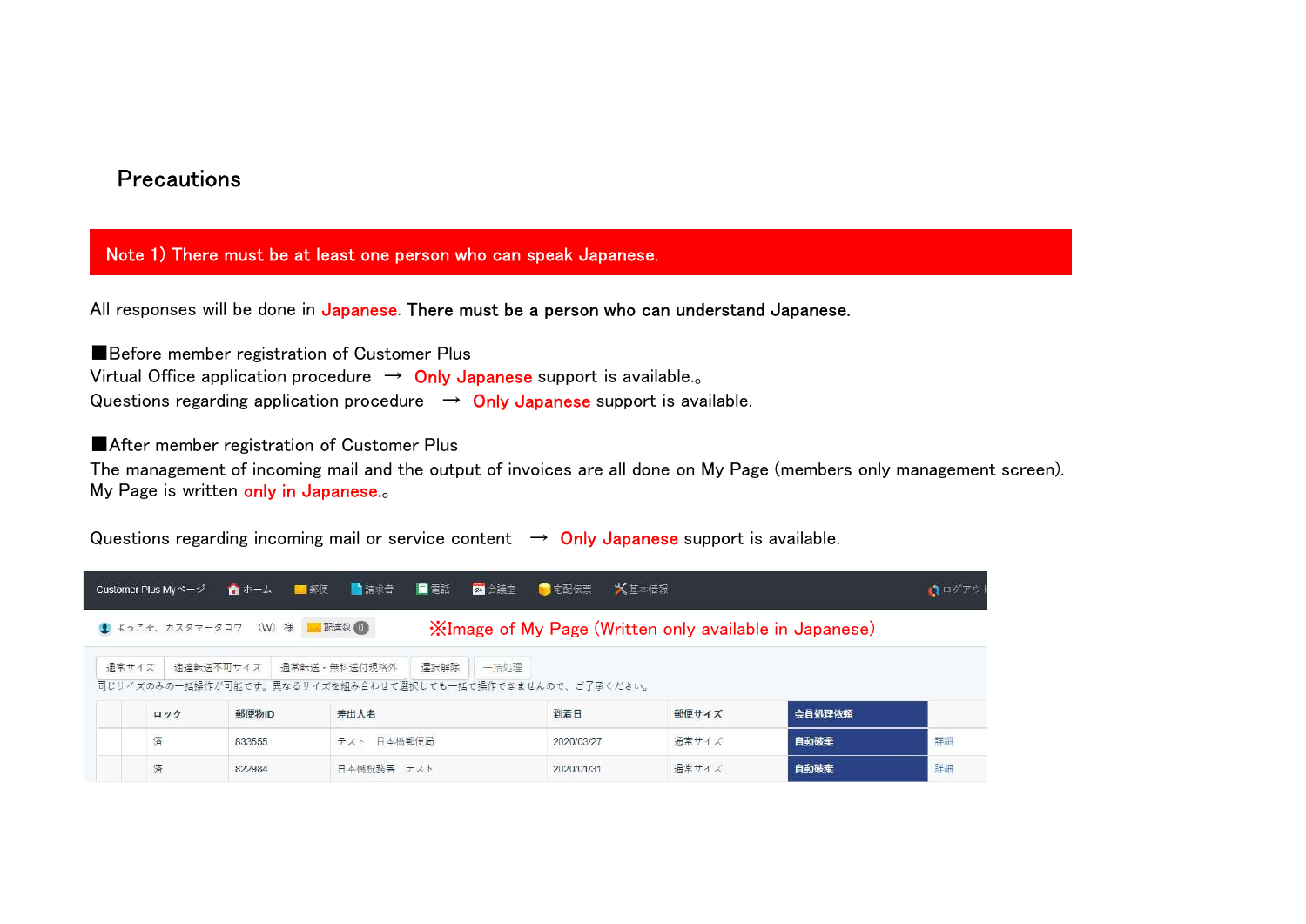## Precautions

**Note 1) There must be at least one person who can speak Japanese.**

All responses will be done in Japanese. **There must be a person who can understand Japanese.**

■Before member registration of Customer Plus

Virtual Office application procedure → Only Japanese support is available.。

Questions regarding application procedure → Only Japanese support is available.

■After member registration of Customer Plus

The management of incoming mail and the output of invoices are all done on My Page (members only management screen).

My Page is written only in Japanese.。

Questions regarding incoming mail or service content → Only Japanese support is available.

Customer Plus Myページ　ホーム　郵便　請求書　電話　会議室　宅配伝票　基本情報　ログアウト

ようこそ、カスタマータロウ (W) 様　配達数 0

※Image of My Page (Written only available in Japanese)

通常サイズ | 速達転送不可サイズ | 通常転送・無料送付規格外 | 選択解除 | 一括処理

同じサイズのみの一括操作が可能です。異なるサイズを組み合わせて選択しても一括で操作できませんので、ご了承ください。

| | ロック | 郵便物ID | 差出人名 | 到着日 | 郵便サイズ | 会員処理依頼 | |
|---|---|---|---|---|---|---|---|
| | 済 | 833555 | テスト　日本橋郵便局 | 2020/03/27 | 通常サイズ | 自動破棄 | 詳細 |
| | 済 | 822984 | 日本橋税務署　テスト | 2020/01/31 | 通常サイズ | 自動破棄 | 詳細 |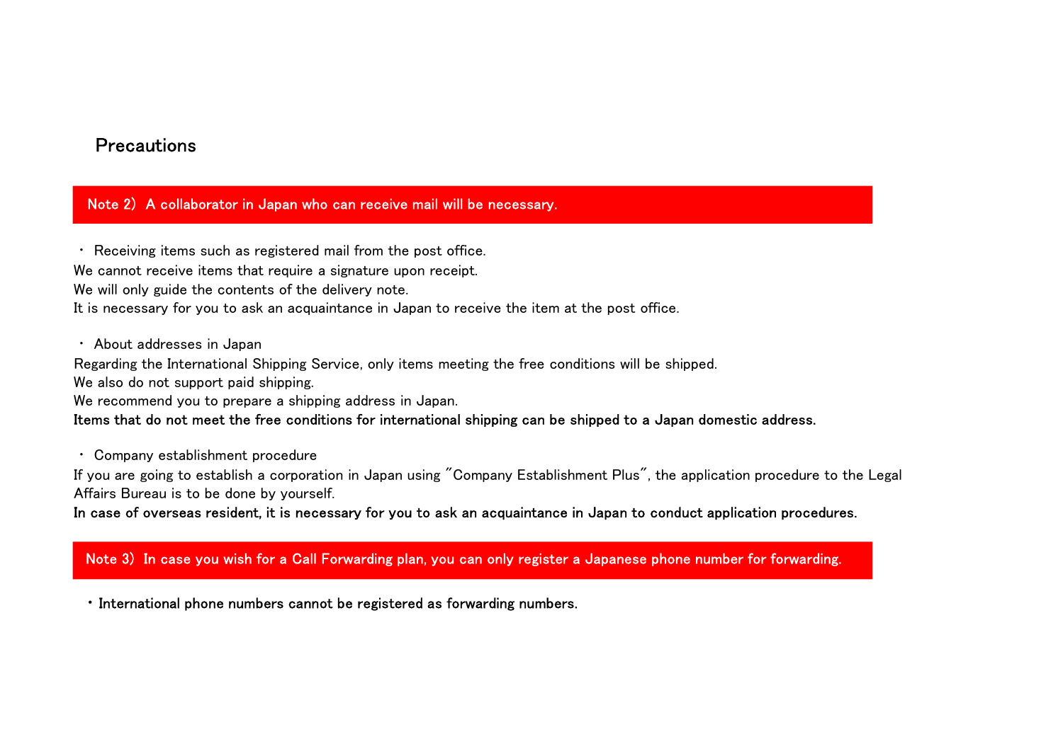## Precautions

**Note 2） A collaborator in Japan who can receive mail will be necessary.**

・ Receiving items such as registered mail from the post office.
We cannot receive items that require a signature upon receipt.
We will only guide the contents of the delivery note.
It is necessary for you to ask an acquaintance in Japan to receive the item at the post office.

・ About addresses in Japan
Regarding the International Shipping Service, only items meeting the free conditions will be shipped.
We also do not support paid shipping.
We recommend you to prepare a shipping address in Japan.
**Items that do not meet the free conditions for international shipping can be shipped to a Japan domestic address.**

・ Company establishment procedure
If you are going to establish a corporation in Japan using "Company Establishment Plus", the application procedure to the Legal Affairs Bureau is to be done by yourself.
**In case of overseas resident, it is necessary for you to ask an acquaintance in Japan to conduct application procedures.**

**Note 3） In case you wish for a Call Forwarding plan, you can only register a Japanese phone number for forwarding.**

**・International phone numbers cannot be registered as forwarding numbers.**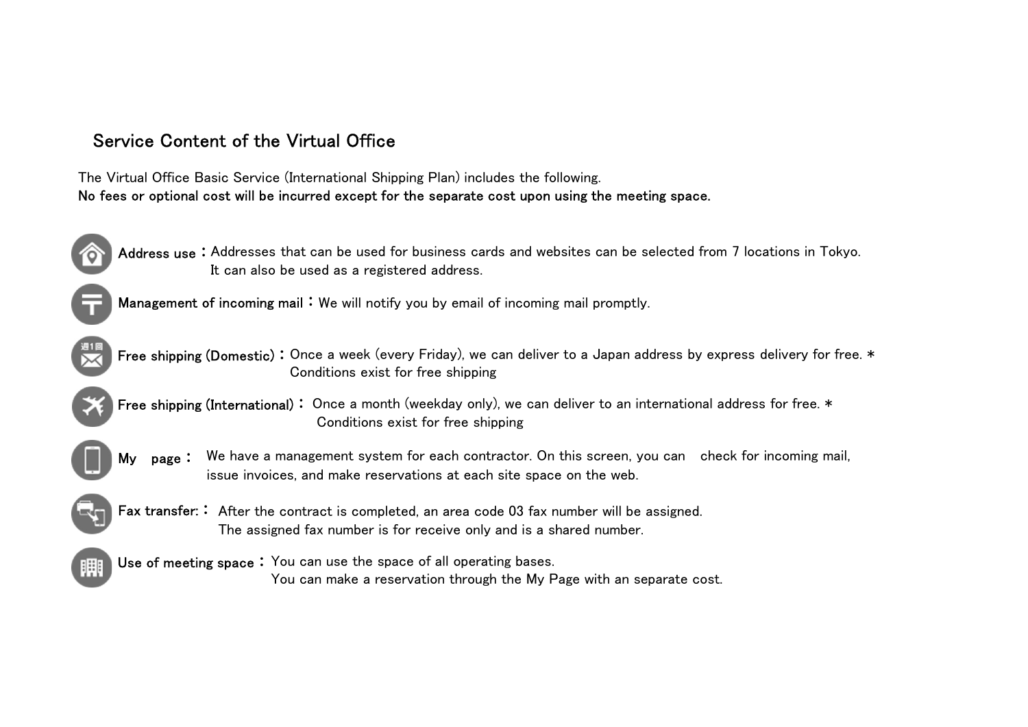## Service Content of the Virtual Office

The Virtual Office Basic Service (International Shipping Plan) includes the following.
**No fees or optional cost will be incurred except for the separate cost upon using the meeting space.**

- **Address use：** Addresses that can be used for business cards and websites can be selected from 7 locations in Tokyo. It can also be used as a registered address.
- **Management of incoming mail：** We will notify you by email of incoming mail promptly.
- **Free shipping (Domestic)：** Once a week (every Friday), we can deliver to a Japan address by express delivery for free. * Conditions exist for free shipping
- **Free shipping (International)：** Once a month (weekday only), we can deliver to an international address for free. * Conditions exist for free shipping
- **My page：** We have a management system for each contractor. On this screen, you can check for incoming mail, issue invoices, and make reservations at each site space on the web.
- **Fax transfer:：** After the contract is completed, an area code 03 fax number will be assigned. The assigned fax number is for receive only and is a shared number.
- **Use of meeting space：** You can use the space of all operating bases. You can make a reservation through the My Page with an separate cost.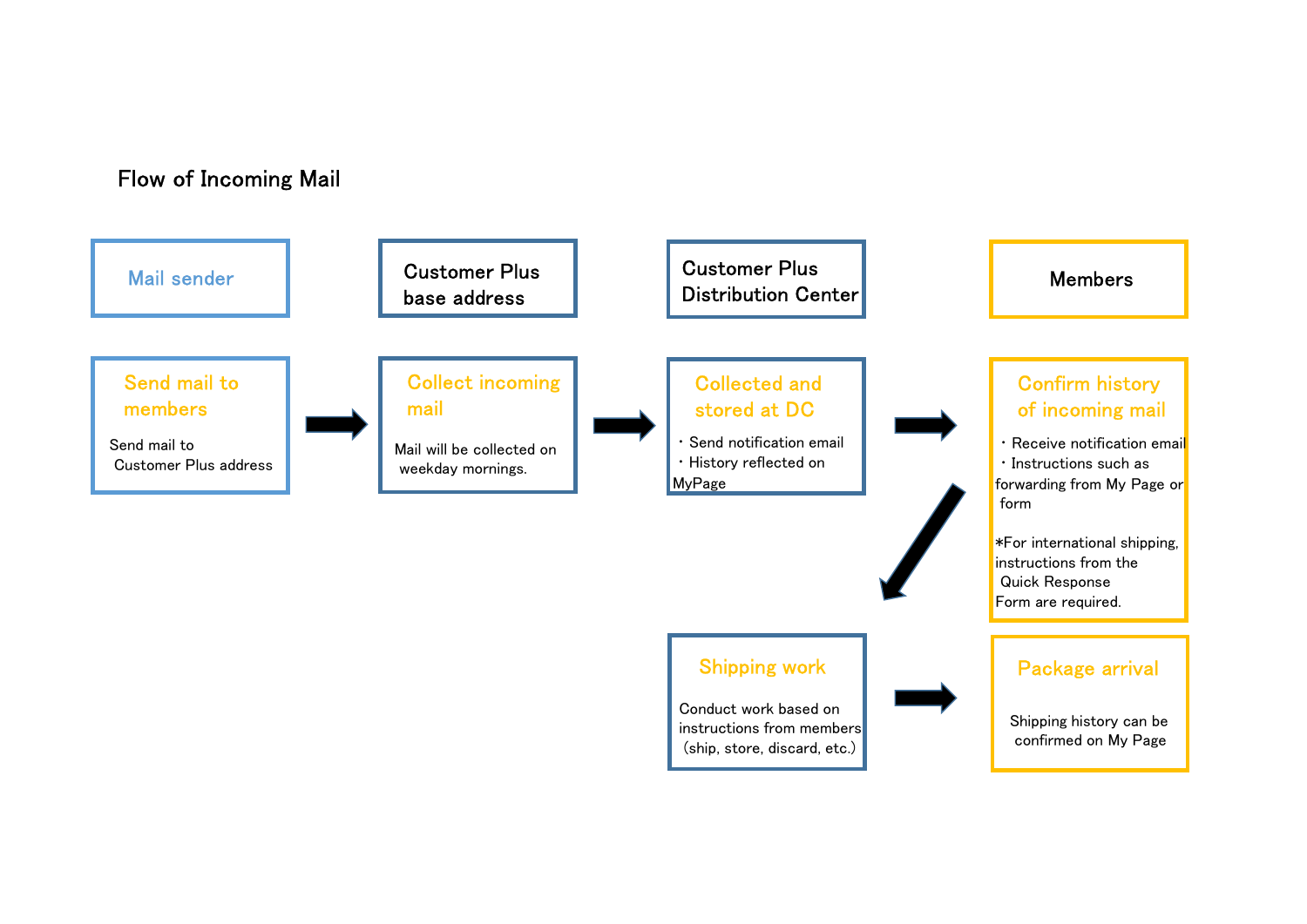## Flow of Incoming Mail

**Mail sender**

**Send mail to members**

Send mail to Customer Plus address

→

**Customer Plus base address**

**Collect incoming mail**

Mail will be collected on weekday mornings.

→

**Customer Plus Distribution Center**

**Collected and stored at DC**

- Send notification email
- History reflected on MyPage

→

**Members**

**Confirm history of incoming mail**

- Receive notification email
- Instructions such as forwarding from My Page or form

*For international shipping, instructions from the Quick Response Form are required.

→

**Shipping work**

Conduct work based on instructions from members (ship, store, discard, etc.)

→

**Package arrival**

Shipping history can be confirmed on My Page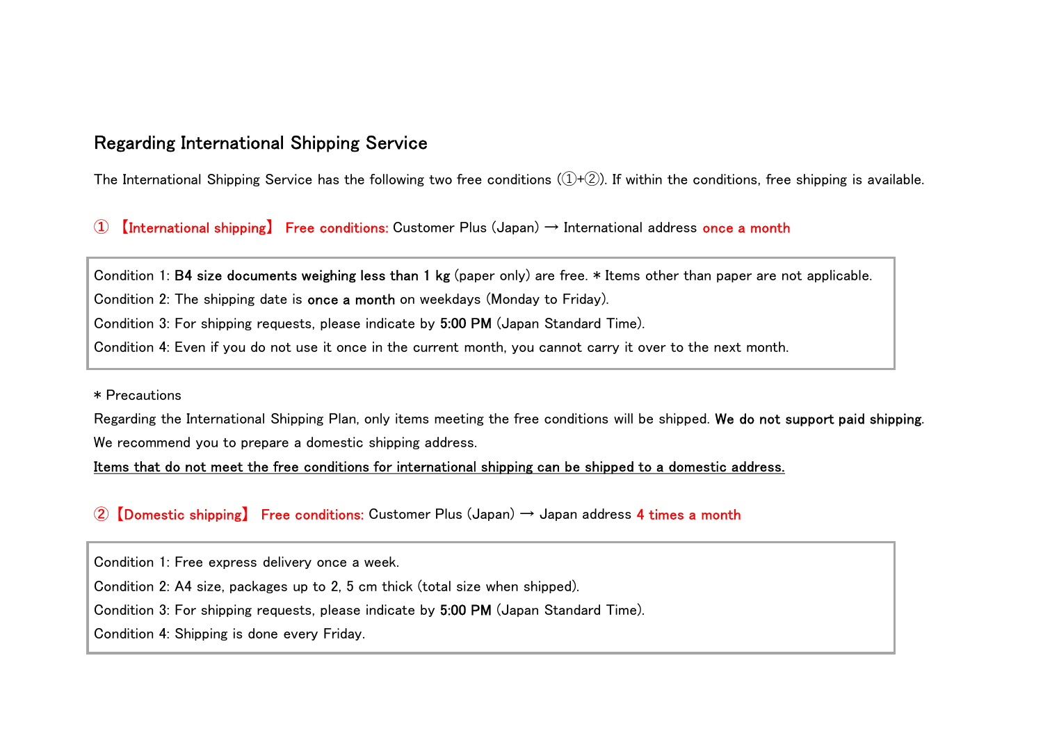## Regarding International Shipping Service

The International Shipping Service has the following two free conditions (①+②). If within the conditions, free shipping is available.

① 【International shipping】 Free conditions: Customer Plus (Japan) → International address once a month

Condition 1: **B4 size documents weighing less than 1 kg** (paper only) are free. * Items other than paper are not applicable.
Condition 2: The shipping date is **once a month** on weekdays (Monday to Friday).
Condition 3: For shipping requests, please indicate by **5:00 PM** (Japan Standard Time).
Condition 4: Even if you do not use it once in the current month, you cannot carry it over to the next month.

* Precautions
Regarding the International Shipping Plan, only items meeting the free conditions will be shipped. **We do not support paid shipping**.
We recommend you to prepare a domestic shipping address.
<u>Items that do not meet the free conditions for international shipping can be shipped to a domestic address.</u>

② 【Domestic shipping】 Free conditions: Customer Plus (Japan) → Japan address 4 times a month

Condition 1: Free express delivery once a week.
Condition 2: A4 size, packages up to 2, 5 cm thick (total size when shipped).
Condition 3: For shipping requests, please indicate by **5:00 PM** (Japan Standard Time).
Condition 4: Shipping is done every Friday.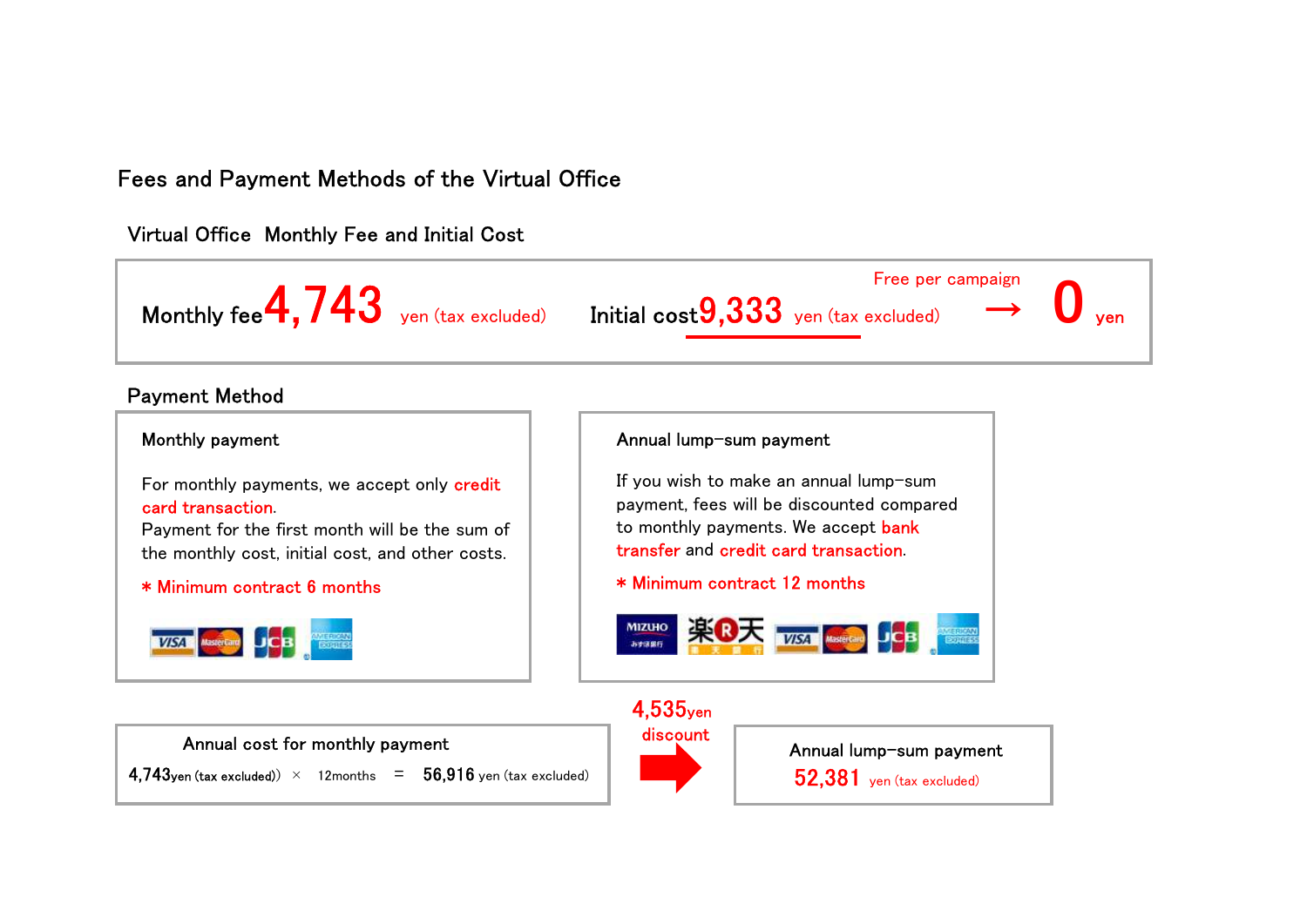## Fees and Payment Methods of the Virtual Office

### Virtual Office Monthly Fee and Initial Cost

Monthly fee **4,743** yen (tax excluded)

Initial cost **9,333** yen (tax excluded) → Free per campaign → **0** yen

### Payment Method

**Monthly payment**

For monthly payments, we accept only credit card transaction.
Payment for the first month will be the sum of the monthly cost, initial cost, and other costs.

＊ Minimum contract 6 months

**Annual lump-sum payment**

If you wish to make an annual lump-sum payment, fees will be discounted compared to monthly payments. We accept bank transfer and credit card transaction.

＊ Minimum contract 12 months

**Annual cost for monthly payment**

4,743yen (tax excluded)) × 12months = 56,916 yen (tax excluded)

4,535yen discount →

**Annual lump-sum payment**

52,381 yen (tax excluded)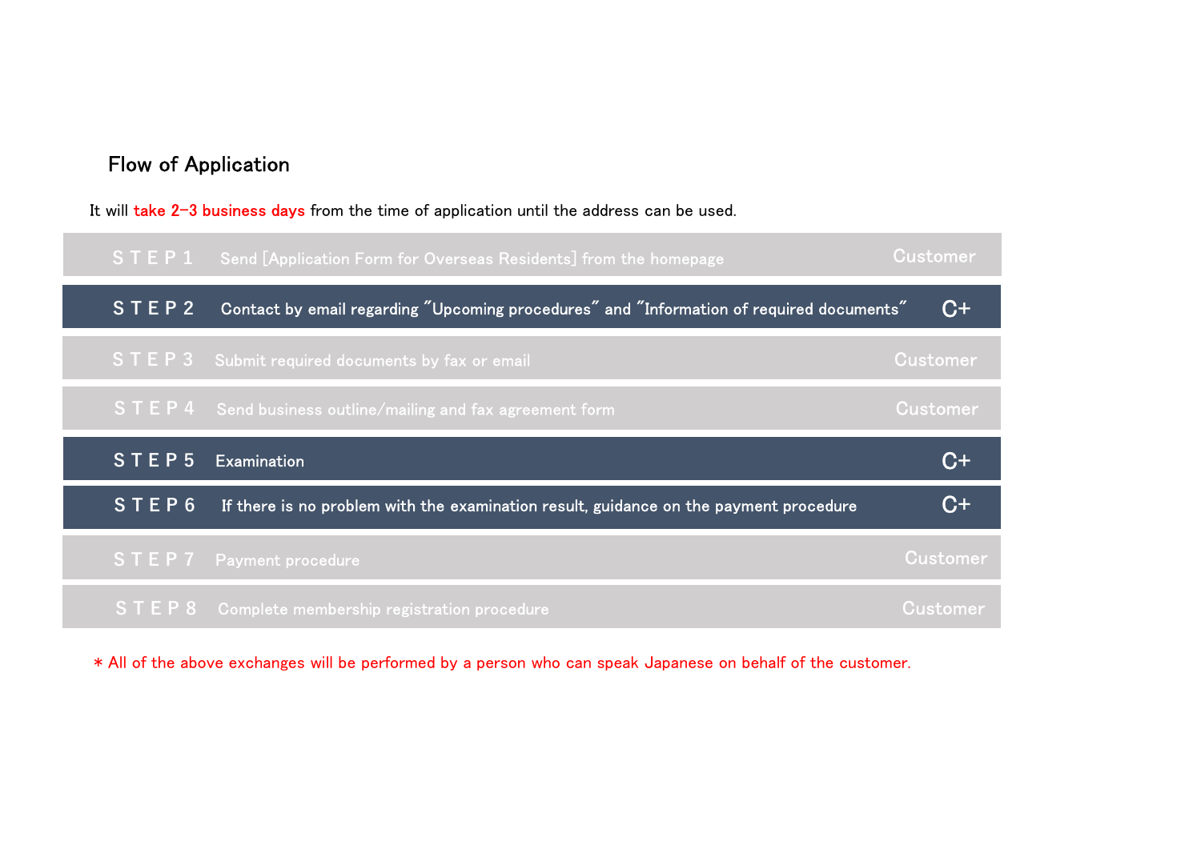## Flow of Application

It will **take 2–3 business days** from the time of application until the address can be used.

| Step | Description | Responsible |
|---|---|---|
| STEP 1 | Send [Application Form for Overseas Residents] from the homepage | Customer |
| STEP 2 | Contact by email regarding "Upcoming procedures" and "Information of required documents" | C+ |
| STEP 3 | Submit required documents by fax or email | Customer |
| STEP 4 | Send business outline/mailing and fax agreement form | Customer |
| STEP 5 | Examination | C+ |
| STEP 6 | If there is no problem with the examination result, guidance on the payment procedure | C+ |
| STEP 7 | Payment procedure | Customer |
| STEP 8 | Complete membership registration procedure | Customer |

＊All of the above exchanges will be performed by a person who can speak Japanese on behalf of the customer.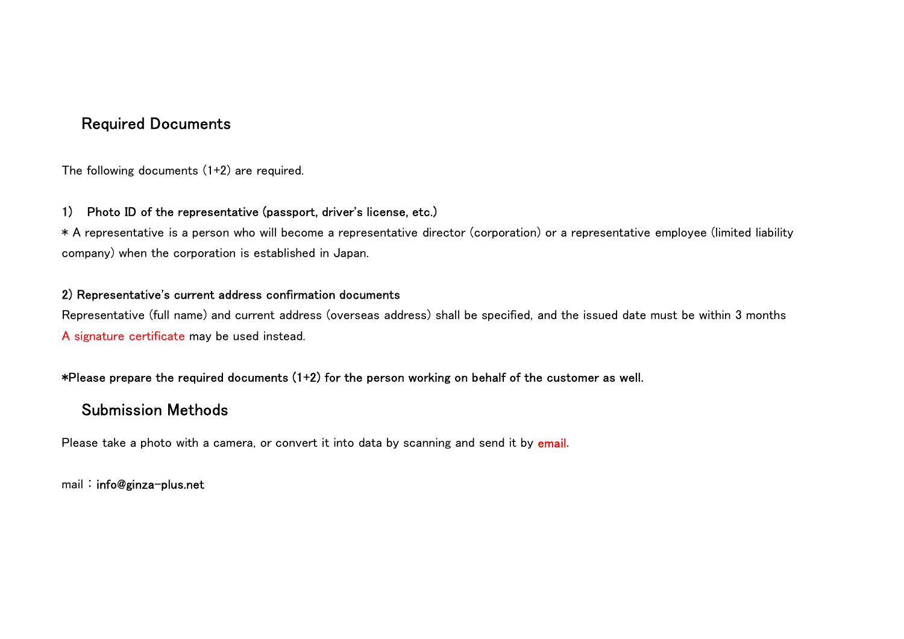## Required Documents

The following documents (1+2) are required.

**1)　Photo ID of the representative (passport, driver's license, etc.)**

* A representative is a person who will become a representative director (corporation) or a representative employee (limited liability company) when the corporation is established in Japan.

**2) Representative's current address confirmation documents**

Representative (full name) and current address (overseas address) shall be specified, and the issued date must be within 3 months

A signature certificate may be used instead.

***Please prepare the required documents (1+2) for the person working on behalf of the customer as well.**

## Submission Methods

Please take a photo with a camera, or convert it into data by scanning and send it by email.

mail：**info@ginza-plus.net**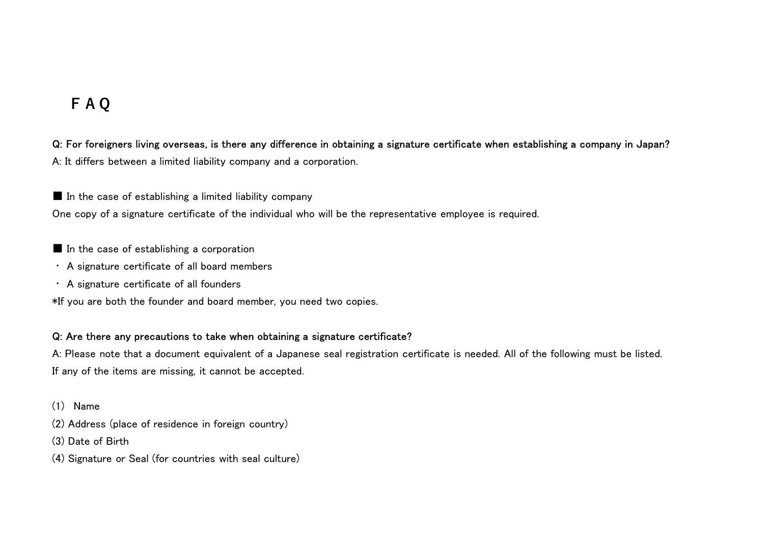# ＦＡＱ

**Q: For foreigners living overseas, is there any difference in obtaining a signature certificate when establishing a company in Japan?**

A: It differs between a limited liability company and a corporation.

■ In the case of establishing a limited liability company

One copy of a signature certificate of the individual who will be the representative employee is required.

■ In the case of establishing a corporation

・ A signature certificate of all board members

・ A signature certificate of all founders

*If you are both the founder and board member, you need two copies.

**Q: Are there any precautions to take when obtaining a signature certificate?**

A: Please note that a document equivalent of a Japanese seal registration certificate is needed. All of the following must be listed. If any of the items are missing, it cannot be accepted.

(1) Name

(2) Address (place of residence in foreign country)

(3) Date of Birth

(4) Signature or Seal (for countries with seal culture)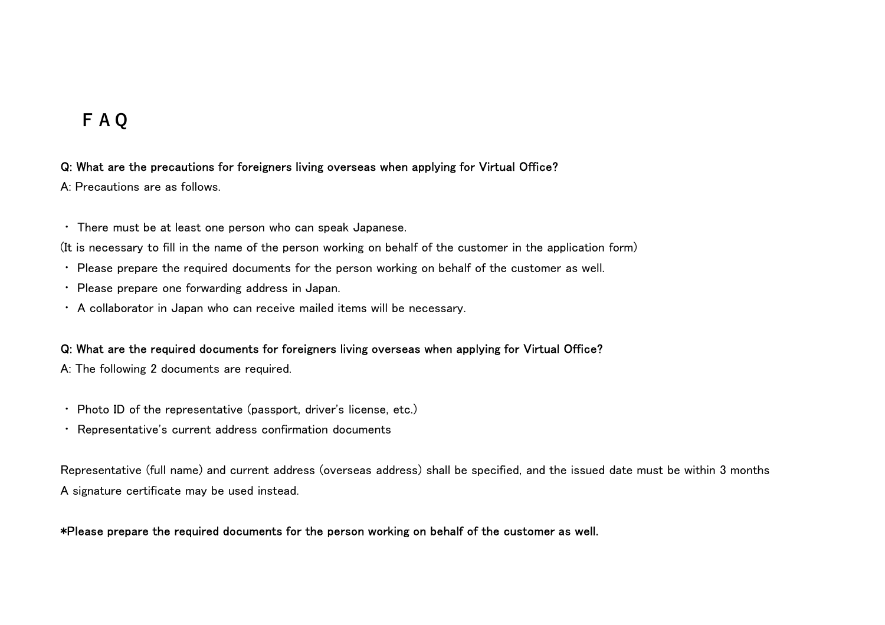# ＦＡＱ

**Q: What are the precautions for foreigners living overseas when applying for Virtual Office?**

A: Precautions are as follows.

・ There must be at least one person who can speak Japanese.

(It is necessary to fill in the name of the person working on behalf of the customer in the application form)

・ Please prepare the required documents for the person working on behalf of the customer as well.

・ Please prepare one forwarding address in Japan.

・ A collaborator in Japan who can receive mailed items will be necessary.

**Q: What are the required documents for foreigners living overseas when applying for Virtual Office?**

A: The following 2 documents are required.

・ Photo ID of the representative (passport, driver's license, etc.)

・ Representative's current address confirmation documents

Representative (full name) and current address (overseas address) shall be specified, and the issued date must be within 3 months

A signature certificate may be used instead.

**\*Please prepare the required documents for the person working on behalf of the customer as well.**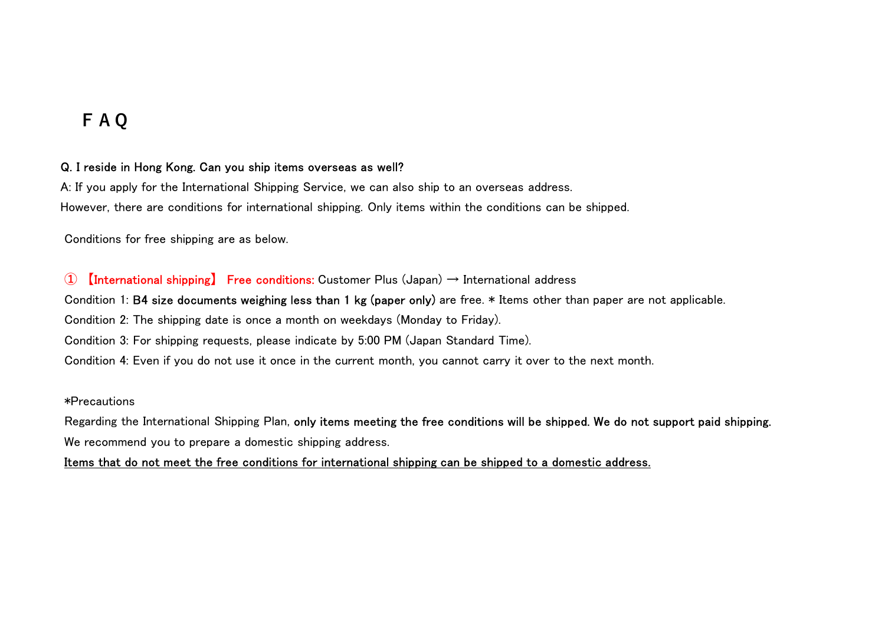# F A Q

**Q. I reside in Hong Kong. Can you ship items overseas as well?**

A: If you apply for the International Shipping Service, we can also ship to an overseas address.
However, there are conditions for international shipping. Only items within the conditions can be shipped.

Conditions for free shipping are as below.

① 【International shipping】 Free conditions: Customer Plus (Japan) → International address

Condition 1: **B4 size documents weighing less than 1 kg (paper only)** are free. * Items other than paper are not applicable.

Condition 2: The shipping date is once a month on weekdays (Monday to Friday).

Condition 3: For shipping requests, please indicate by 5:00 PM (Japan Standard Time).

Condition 4: Even if you do not use it once in the current month, you cannot carry it over to the next month.

*Precautions

Regarding the International Shipping Plan, **only items meeting the free conditions will be shipped. We do not support paid shipping.**

We recommend you to prepare a domestic shipping address.

<u>Items that do not meet the free conditions for international shipping can be shipped to a domestic address.</u>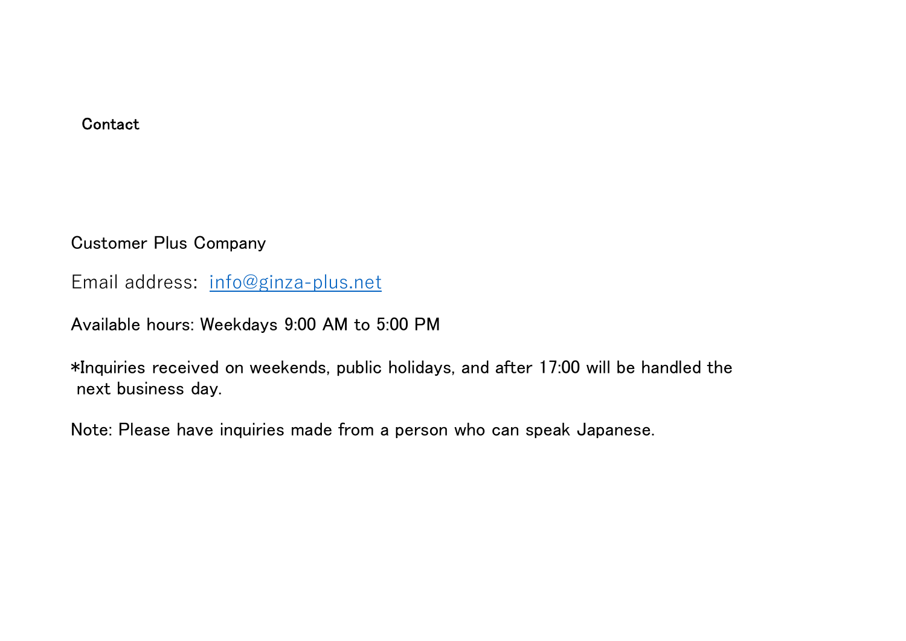## Contact

Customer Plus Company

Email address: info@ginza-plus.net

Available hours: Weekdays 9:00 AM to 5:00 PM

*Inquiries received on weekends, public holidays, and after 17:00 will be handled the next business day.

Note: Please have inquiries made from a person who can speak Japanese.